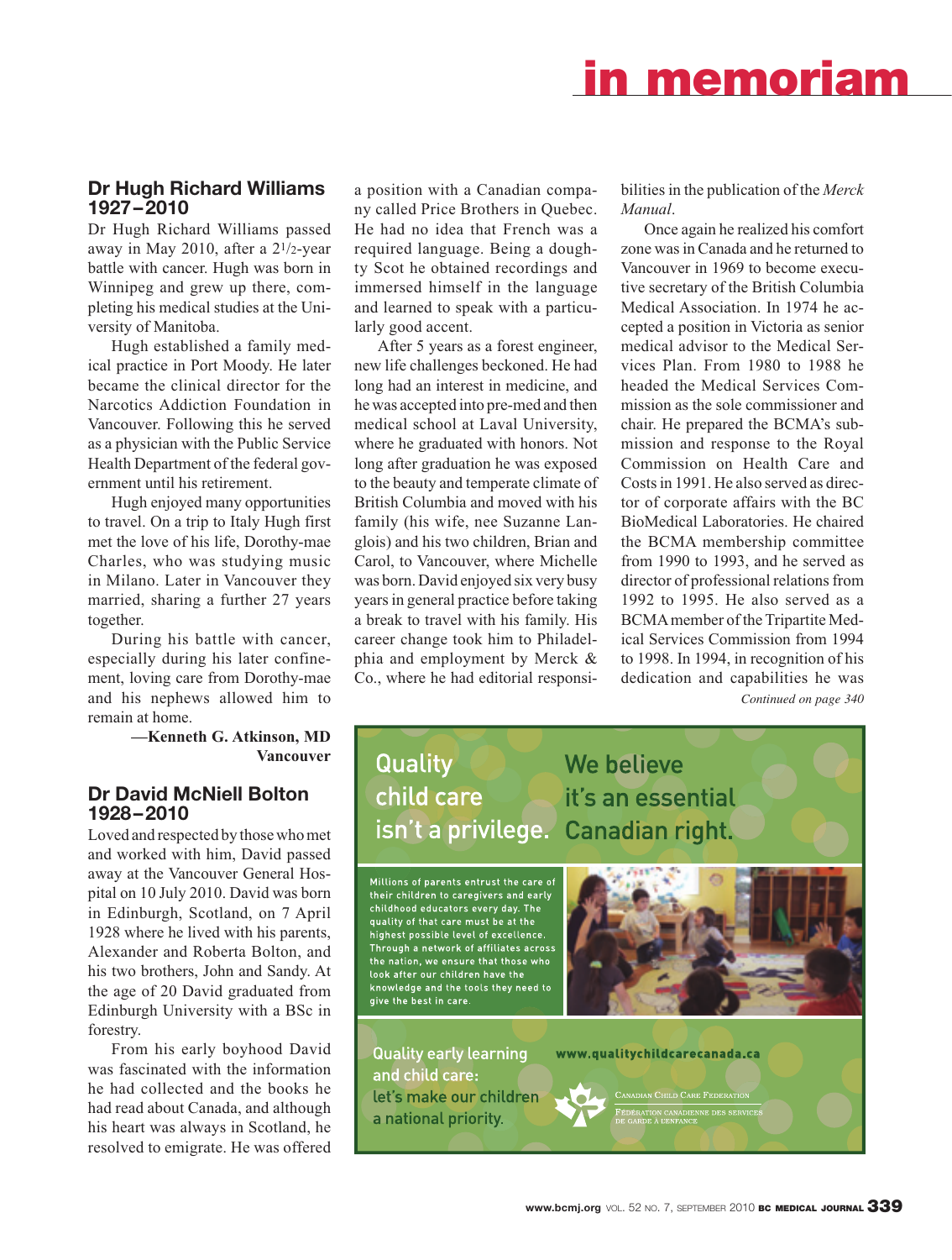# in memoriam

## Dr Hugh Richard Williams 1927–2010

Dr Hugh Richard Williams passed away in May 2010, after a 2½-year battle with cancer. Hugh was born in Winnipeg and grew up there, completing his medical studies at the University of Manitoba.

Hugh established a family medical practice in Port Moody. He later became the clinical director for the Narcotics Addiction Foundation in Vancouver. Following this he served as a physician with the Public Service Health Department of the federal government until his retirement.

Hugh enjoyed many opportunities to travel. On a trip to Italy Hugh first met the love of his life, Dorothy-mae Charles, who was studying music in Milano. Later in Vancouver they married, sharing a further 27 years together.

During his battle with cancer, especially during his later confinement, loving care from Dorothy-mae and his nephews allowed him to remain at home.

—**Kenneth G. Atkinson, MD**
**Vancouver**

## Dr David McNiell Bolton 1928–2010

Loved and respected by those who met and worked with him, David passed away at the Vancouver General Hospital on 10 July 2010. David was born in Edinburgh, Scotland, on 7 April 1928 where he lived with his parents, Alexander and Roberta Bolton, and his two brothers, John and Sandy. At the age of 20 David graduated from Edinburgh University with a BSc in forestry.

From his early boyhood David was fascinated with the information he had collected and the books he had read about Canada, and although his heart was always in Scotland, he resolved to emigrate. He was offered a position with a Canadian company called Price Brothers in Quebec. He had no idea that French was a required language. Being a doughty Scot he obtained recordings and immersed himself in the language and learned to speak with a particularly good accent.

After 5 years as a forest engineer, new life challenges beckoned. He had long had an interest in medicine, and he was accepted into pre-med and then medical school at Laval University, where he graduated with honors. Not long after graduation he was exposed to the beauty and temperate climate of British Columbia and moved with his family (his wife, nee Suzanne Langlois) and his two children, Brian and Carol, to Vancouver, where Michelle was born. David enjoyed six very busy years in general practice before taking a break to travel with his family. His career change took him to Philadelphia and employment by Merck & Co., where he had editorial responsibilities in the publication of the *Merck Manual*.

Once again he realized his comfort zone was in Canada and he returned to Vancouver in 1969 to become executive secretary of the British Columbia Medical Association. In 1974 he accepted a position in Victoria as senior medical advisor to the Medical Services Plan. From 1980 to 1988 he headed the Medical Services Commission as the sole commissioner and chair. He prepared the BCMA's submission and response to the Royal Commission on Health Care and Costs in 1991. He also served as director of corporate affairs with the BC BioMedical Laboratories. He chaired the BCMA membership committee from 1990 to 1993, and he served as director of professional relations from 1992 to 1995. He also served as a BCMA member of the Tripartite Medical Services Commission from 1994 to 1998. In 1994, in recognition of his dedication and capabilities he was

*Continued on page 340*

---

Quality child care isn't a privilege. We believe it's an essential Canadian right.

Millions of parents entrust the care of their children to caregivers and early childhood educators every day. The quality of that care must be at the highest possible level of excellence. Through a network of affiliates across the nation, we ensure that those who look after our children have the knowledge and the tools they need to give the best in care.

Quality early learning and child care: let's make our children a national priority.

www.qualitychildcarecanada.ca

Canadian Child Care Federation
Fédération canadienne des services de garde à l'enfance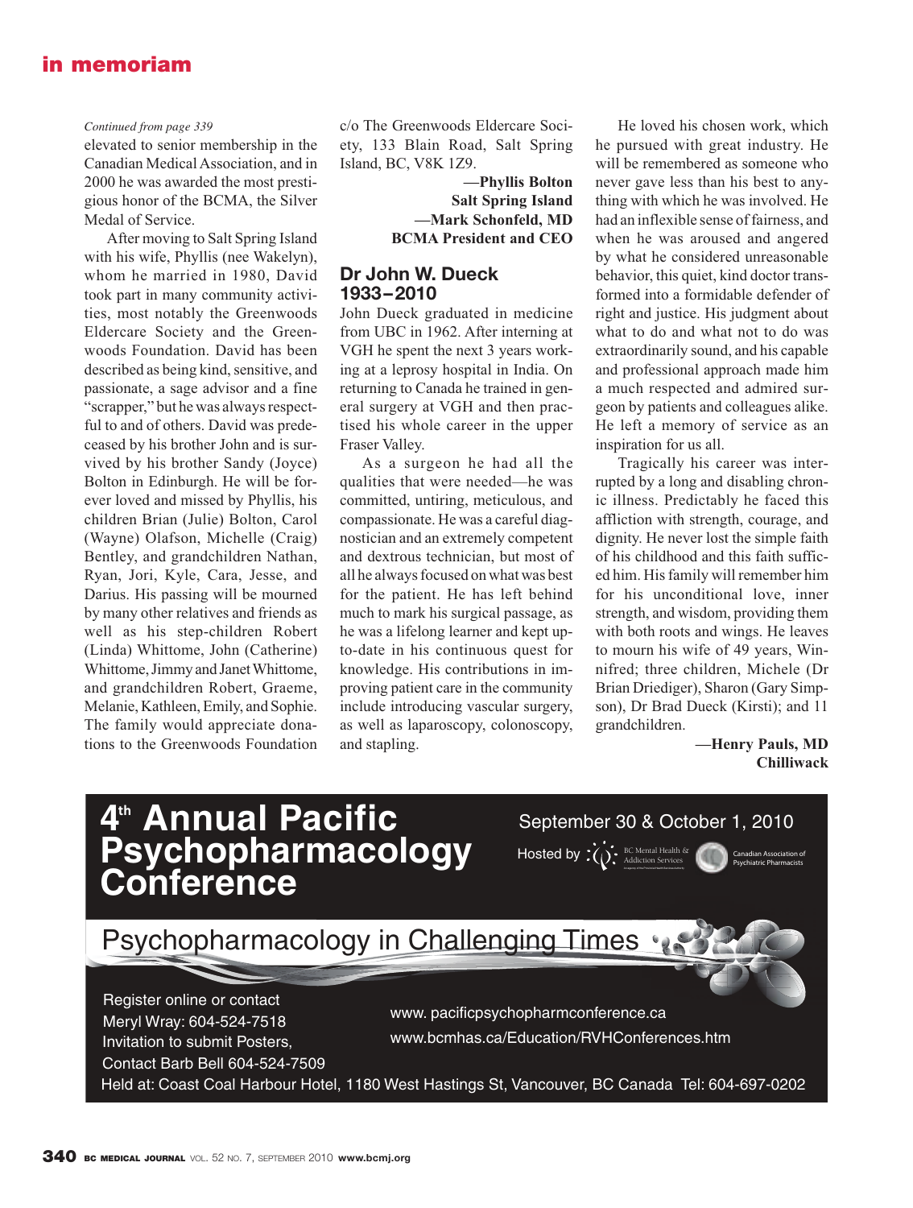## in memoriam

*Continued from page 339*

elevated to senior membership in the Canadian Medical Association, and in 2000 he was awarded the most prestigious honor of the BCMA, the Silver Medal of Service.

After moving to Salt Spring Island with his wife, Phyllis (nee Wakelyn), whom he married in 1980, David took part in many community activities, most notably the Greenwoods Eldercare Society and the Greenwoods Foundation. David has been described as being kind, sensitive, and passionate, a sage advisor and a fine "scrapper," but he was always respectful to and of others. David was predeceased by his brother John and is survived by his brother Sandy (Joyce) Bolton in Edinburgh. He will be forever loved and missed by Phyllis, his children Brian (Julie) Bolton, Carol (Wayne) Olafson, Michelle (Craig) Bentley, and grandchildren Nathan, Ryan, Jori, Kyle, Cara, Jesse, and Darius. His passing will be mourned by many other relatives and friends as well as his step-children Robert (Linda) Whittome, John (Catherine) Whittome, Jimmy and Janet Whittome, and grandchildren Robert, Graeme, Melanie, Kathleen, Emily, and Sophie. The family would appreciate donations to the Greenwoods Foundation c/o The Greenwoods Eldercare Society, 133 Blain Road, Salt Spring Island, BC, V8K 1Z9.

**—Phyllis Bolton**
**Salt Spring Island**
**—Mark Schonfeld, MD**
**BCMA President and CEO**

### Dr John W. Dueck 1933–2010

John Dueck graduated in medicine from UBC in 1962. After interning at VGH he spent the next 3 years working at a leprosy hospital in India. On returning to Canada he trained in general surgery at VGH and then practised his whole career in the upper Fraser Valley.

As a surgeon he had all the qualities that were needed—he was committed, untiring, meticulous, and compassionate. He was a careful diagnostician and an extremely competent and dextrous technician, but most of all he always focused on what was best for the patient. He has left behind much to mark his surgical passage, as he was a lifelong learner and kept up-to-date in his continuous quest for knowledge. His contributions in improving patient care in the community include introducing vascular surgery, as well as laparoscopy, colonoscopy, and stapling.

He loved his chosen work, which he pursued with great industry. He will be remembered as someone who never gave less than his best to anything with which he was involved. He had an inflexible sense of fairness, and when he was aroused and angered by what he considered unreasonable behavior, this quiet, kind doctor transformed into a formidable defender of right and justice. His judgment about what to do and what not to do was extraordinarily sound, and his capable and professional approach made him a much respected and admired surgeon by patients and colleagues alike. He left a memory of service as an inspiration for us all.

Tragically his career was interrupted by a long and disabling chronic illness. Predictably he faced this affliction with strength, courage, and dignity. He never lost the simple faith of his childhood and this faith sufficed him. His family will remember him for his unconditional love, inner strength, and wisdom, providing them with both roots and wings. He leaves to mourn his wife of 49 years, Winnifred; three children, Michele (Dr Brian Driediger), Sharon (Gary Simpson), Dr Brad Dueck (Kirsti); and 11 grandchildren.

**—Henry Pauls, MD**
**Chilliwack**

---

**4th Annual Pacific Psychopharmacology Conference**

September 30 & October 1, 2010

Hosted by BC Mental Health & Addiction Services, Canadian Association of Psychiatric Pharmacists

Psychopharmacology in Challenging Times

Register online or contact
Meryl Wray: 604-524-7518
Invitation to submit Posters,
Contact Barb Bell 604-524-7509

www. pacificpsychopharmconference.ca
www.bcmhas.ca/Education/RVHConferences.htm

Held at: Coast Coal Harbour Hotel, 1180 West Hastings St, Vancouver, BC Canada Tel: 604-697-0202